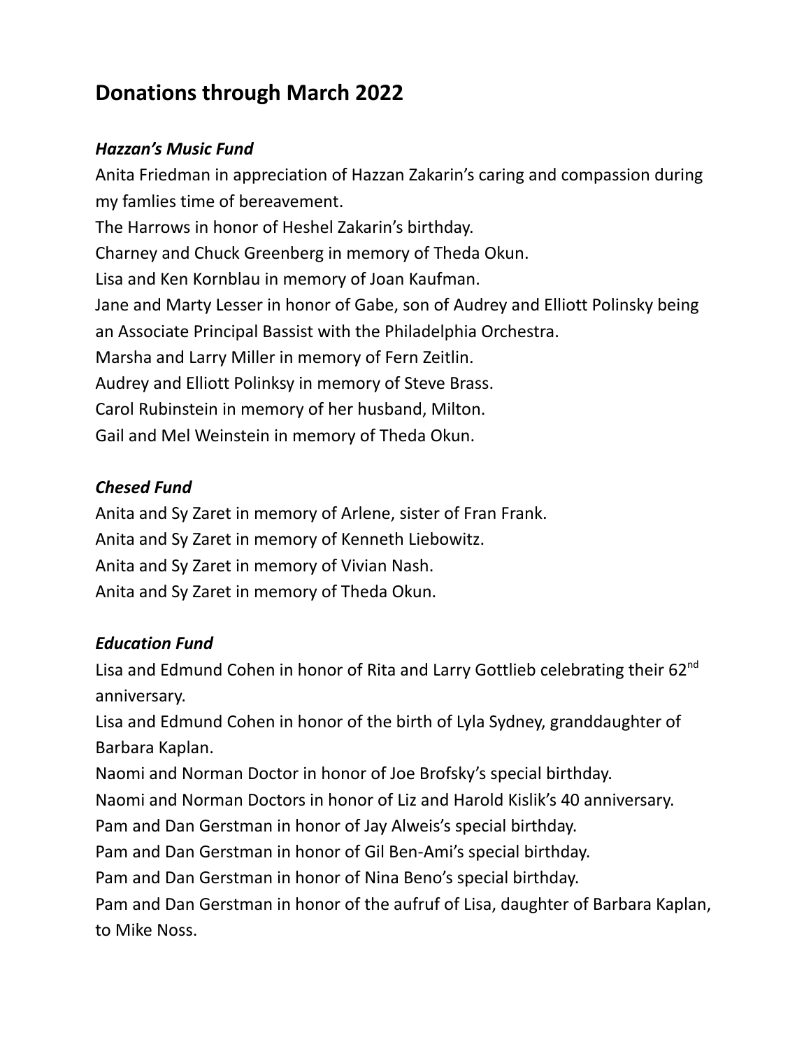## Donations through March 2022

### *Hazzan's Music Fund*

Anita Friedman in appreciation of Hazzan Zakarin's caring and compassion during my famlies time of bereavement.
The Harrows in honor of Heshel Zakarin's birthday.
Charney and Chuck Greenberg in memory of Theda Okun.
Lisa and Ken Kornblau in memory of Joan Kaufman.
Jane and Marty Lesser in honor of Gabe, son of Audrey and Elliott Polinsky being an Associate Principal Bassist with the Philadelphia Orchestra.
Marsha and Larry Miller in memory of Fern Zeitlin.
Audrey and Elliott Polinksy in memory of Steve Brass.
Carol Rubinstein in memory of her husband, Milton.
Gail and Mel Weinstein in memory of Theda Okun.

### *Chesed Fund*

Anita and Sy Zaret in memory of Arlene, sister of Fran Frank.
Anita and Sy Zaret in memory of Kenneth Liebowitz.
Anita and Sy Zaret in memory of Vivian Nash.
Anita and Sy Zaret in memory of Theda Okun.

### *Education Fund*

Lisa and Edmund Cohen in honor of Rita and Larry Gottlieb celebrating their 62nd anniversary.
Lisa and Edmund Cohen in honor of the birth of Lyla Sydney, granddaughter of Barbara Kaplan.
Naomi and Norman Doctor in honor of Joe Brofsky's special birthday.
Naomi and Norman Doctors in honor of Liz and Harold Kislik's 40 anniversary.
Pam and Dan Gerstman in honor of Jay Alweis's special birthday.
Pam and Dan Gerstman in honor of Gil Ben-Ami's special birthday.
Pam and Dan Gerstman in honor of Nina Beno's special birthday.
Pam and Dan Gerstman in honor of the aufruf of Lisa, daughter of Barbara Kaplan, to Mike Noss.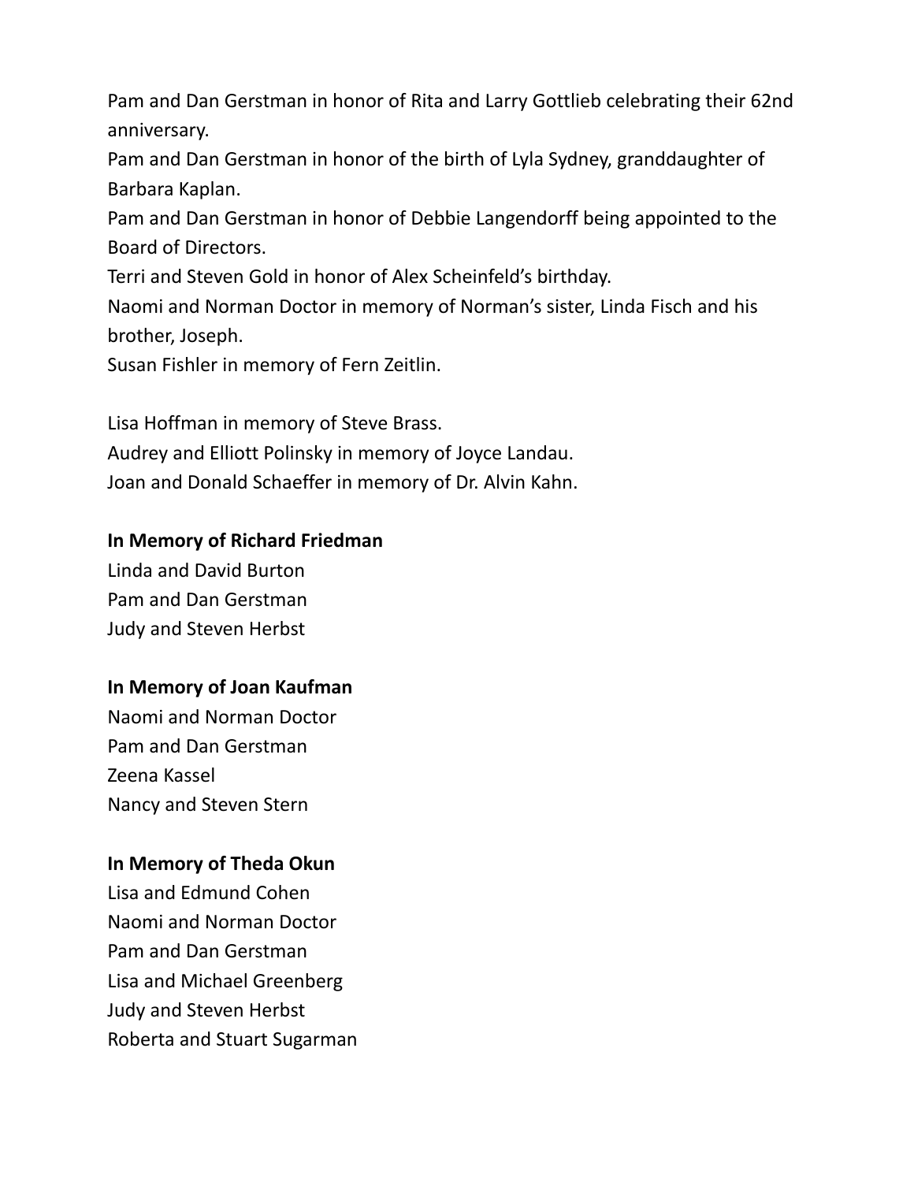Pam and Dan Gerstman in honor of Rita and Larry Gottlieb celebrating their 62nd anniversary.
Pam and Dan Gerstman in honor of the birth of Lyla Sydney, granddaughter of Barbara Kaplan.
Pam and Dan Gerstman in honor of Debbie Langendorff being appointed to the Board of Directors.
Terri and Steven Gold in honor of Alex Scheinfeld's birthday.
Naomi and Norman Doctor in memory of Norman's sister, Linda Fisch and his brother, Joseph.
Susan Fishler in memory of Fern Zeitlin.

Lisa Hoffman in memory of Steve Brass.
Audrey and Elliott Polinsky in memory of Joyce Landau.
Joan and Donald Schaeffer in memory of Dr. Alvin Kahn.

**In Memory of Richard Friedman**
Linda and David Burton
Pam and Dan Gerstman
Judy and Steven Herbst

**In Memory of Joan Kaufman**
Naomi and Norman Doctor
Pam and Dan Gerstman
Zeena Kassel
Nancy and Steven Stern

**In Memory of Theda Okun**
Lisa and Edmund Cohen
Naomi and Norman Doctor
Pam and Dan Gerstman
Lisa and Michael Greenberg
Judy and Steven Herbst
Roberta and Stuart Sugarman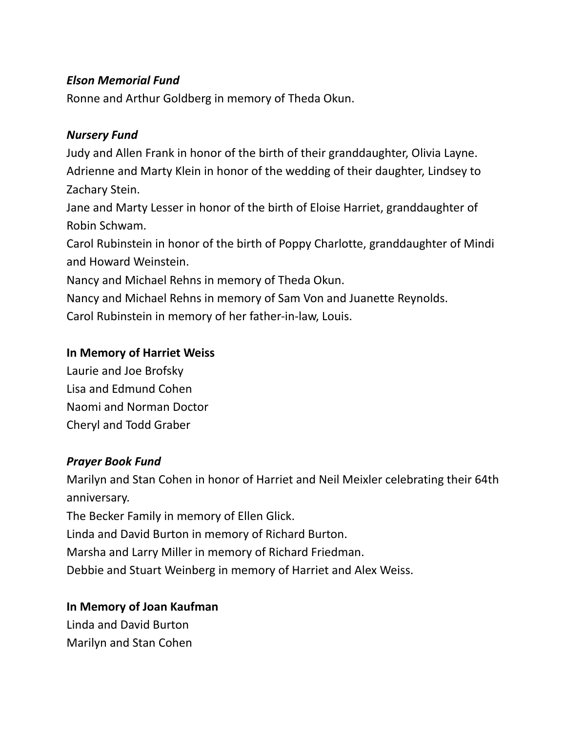***Elson Memorial Fund***

Ronne and Arthur Goldberg in memory of Theda Okun.

***Nursery Fund***

Judy and Allen Frank in honor of the birth of their granddaughter, Olivia Layne.
Adrienne and Marty Klein in honor of the wedding of their daughter, Lindsey to Zachary Stein.
Jane and Marty Lesser in honor of the birth of Eloise Harriet, granddaughter of Robin Schwam.
Carol Rubinstein in honor of the birth of Poppy Charlotte, granddaughter of Mindi and Howard Weinstein.
Nancy and Michael Rehns in memory of Theda Okun.
Nancy and Michael Rehns in memory of Sam Von and Juanette Reynolds.
Carol Rubinstein in memory of her father-in-law, Louis.

**In Memory of Harriet Weiss**

Laurie and Joe Brofsky
Lisa and Edmund Cohen
Naomi and Norman Doctor
Cheryl and Todd Graber

***Prayer Book Fund***

Marilyn and Stan Cohen in honor of Harriet and Neil Meixler celebrating their 64th anniversary.
The Becker Family in memory of Ellen Glick.
Linda and David Burton in memory of Richard Burton.
Marsha and Larry Miller in memory of Richard Friedman.
Debbie and Stuart Weinberg in memory of Harriet and Alex Weiss.

**In Memory of Joan Kaufman**

Linda and David Burton
Marilyn and Stan Cohen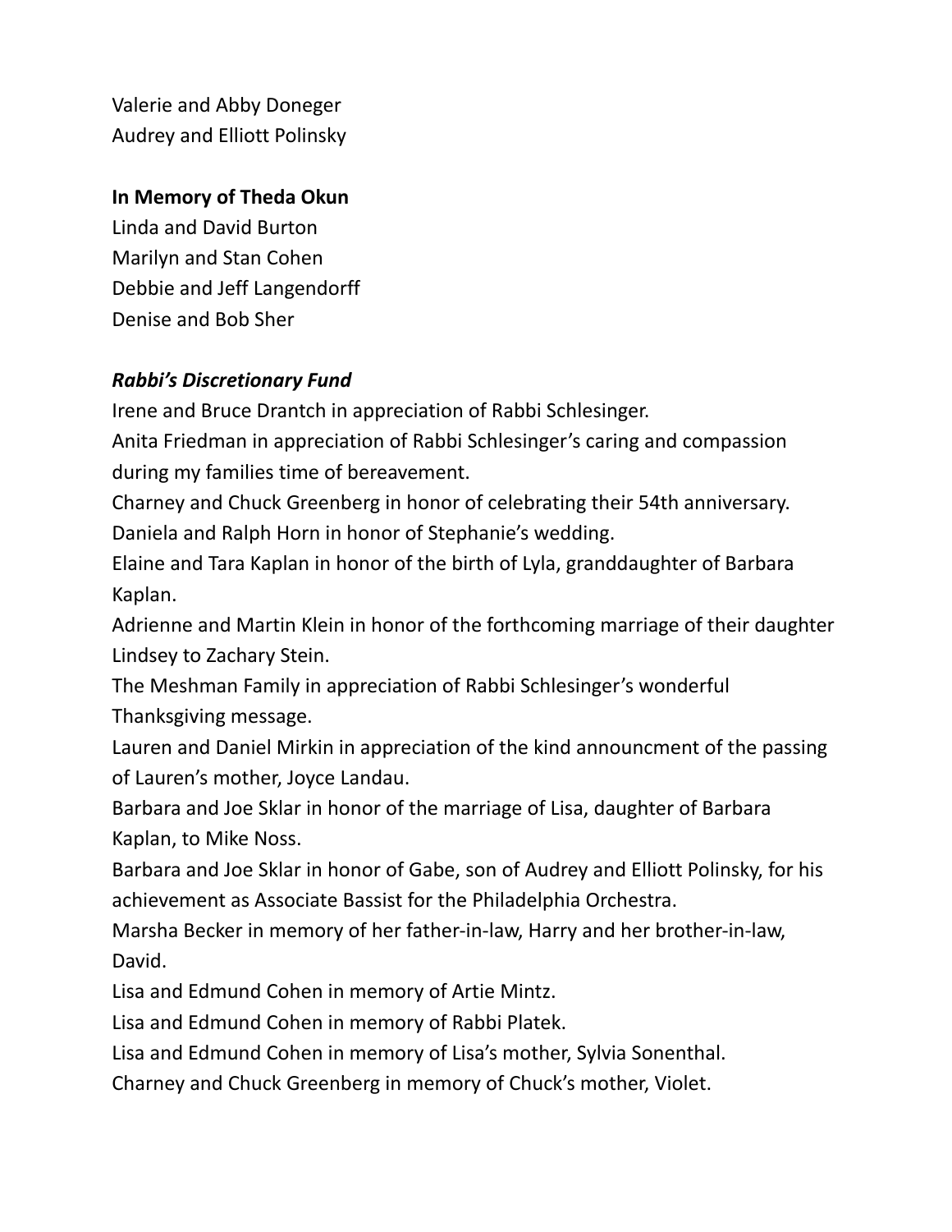Valerie and Abby Doneger
Audrey and Elliott Polinsky

**In Memory of Theda Okun**
Linda and David Burton
Marilyn and Stan Cohen
Debbie and Jeff Langendorff
Denise and Bob Sher

***Rabbi's Discretionary Fund***
Irene and Bruce Drantch in appreciation of Rabbi Schlesinger.
Anita Friedman in appreciation of Rabbi Schlesinger's caring and compassion during my families time of bereavement.
Charney and Chuck Greenberg in honor of celebrating their 54th anniversary.
Daniela and Ralph Horn in honor of Stephanie's wedding.
Elaine and Tara Kaplan in honor of the birth of Lyla, granddaughter of Barbara Kaplan.
Adrienne and Martin Klein in honor of the forthcoming marriage of their daughter Lindsey to Zachary Stein.
The Meshman Family in appreciation of Rabbi Schlesinger's wonderful Thanksgiving message.
Lauren and Daniel Mirkin in appreciation of the kind announcment of the passing of Lauren's mother, Joyce Landau.
Barbara and Joe Sklar in honor of the marriage of Lisa, daughter of Barbara Kaplan, to Mike Noss.
Barbara and Joe Sklar in honor of Gabe, son of Audrey and Elliott Polinsky, for his achievement as Associate Bassist for the Philadelphia Orchestra.
Marsha Becker in memory of her father-in-law, Harry and her brother-in-law, David.
Lisa and Edmund Cohen in memory of Artie Mintz.
Lisa and Edmund Cohen in memory of Rabbi Platek.
Lisa and Edmund Cohen in memory of Lisa's mother, Sylvia Sonenthal.
Charney and Chuck Greenberg in memory of Chuck's mother, Violet.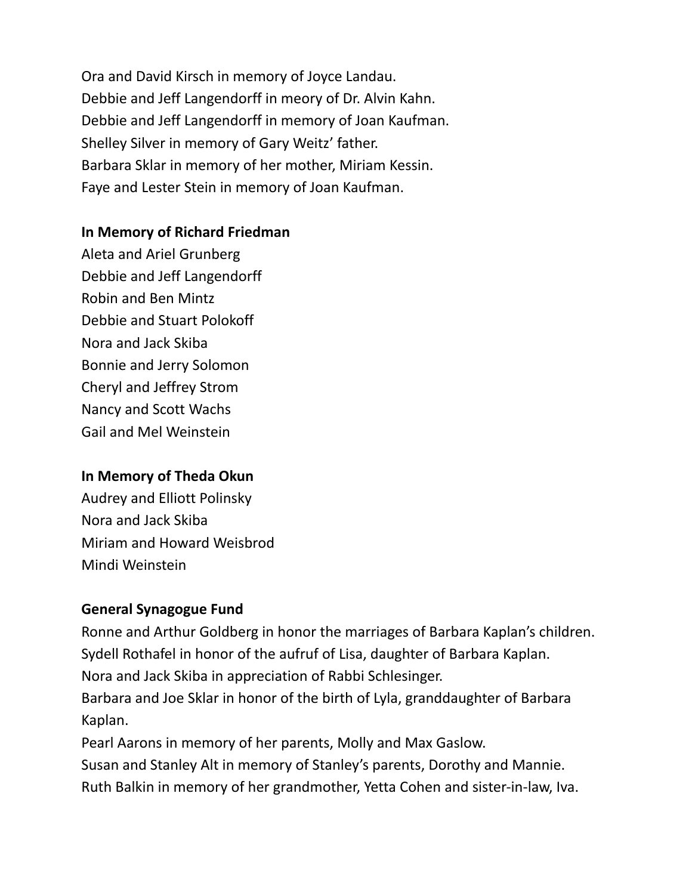Ora and David Kirsch in memory of Joyce Landau.
Debbie and Jeff Langendorff in meory of Dr. Alvin Kahn.
Debbie and Jeff Langendorff in memory of Joan Kaufman.
Shelley Silver in memory of Gary Weitz' father.
Barbara Sklar in memory of her mother, Miriam Kessin.
Faye and Lester Stein in memory of Joan Kaufman.

**In Memory of Richard Friedman**
Aleta and Ariel Grunberg
Debbie and Jeff Langendorff
Robin and Ben Mintz
Debbie and Stuart Polokoff
Nora and Jack Skiba
Bonnie and Jerry Solomon
Cheryl and Jeffrey Strom
Nancy and Scott Wachs
Gail and Mel Weinstein

**In Memory of Theda Okun**
Audrey and Elliott Polinsky
Nora and Jack Skiba
Miriam and Howard Weisbrod
Mindi Weinstein

**General Synagogue Fund**
Ronne and Arthur Goldberg in honor the marriages of Barbara Kaplan's children.
Sydell Rothafel in honor of the aufruf of Lisa, daughter of Barbara Kaplan.
Nora and Jack Skiba in appreciation of Rabbi Schlesinger.
Barbara and Joe Sklar in honor of the birth of Lyla, granddaughter of Barbara Kaplan.
Pearl Aarons in memory of her parents, Molly and Max Gaslow.
Susan and Stanley Alt in memory of Stanley's parents, Dorothy and Mannie.
Ruth Balkin in memory of her grandmother, Yetta Cohen and sister-in-law, Iva.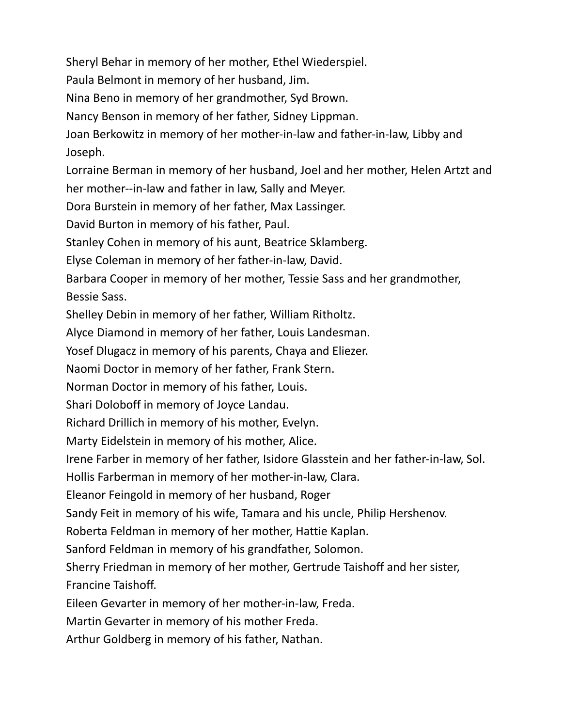Sheryl Behar in memory of her mother, Ethel Wiederspiel.

Paula Belmont in memory of her husband, Jim.

Nina Beno in memory of her grandmother, Syd Brown.

Nancy Benson in memory of her father, Sidney Lippman.

Joan Berkowitz in memory of her mother-in-law and father-in-law, Libby and Joseph.

Lorraine Berman in memory of her husband, Joel and her mother, Helen Artzt and her mother--in-law and father in law, Sally and Meyer.

Dora Burstein in memory of her father, Max Lassinger.

David Burton in memory of his father, Paul.

Stanley Cohen in memory of his aunt, Beatrice Sklamberg.

Elyse Coleman in memory of her father-in-law, David.

Barbara Cooper in memory of her mother, Tessie Sass and her grandmother, Bessie Sass.

Shelley Debin in memory of her father, William Ritholtz.

Alyce Diamond in memory of her father, Louis Landesman.

Yosef Dlugacz in memory of his parents, Chaya and Eliezer.

Naomi Doctor in memory of her father, Frank Stern.

Norman Doctor in memory of his father, Louis.

Shari Doloboff in memory of Joyce Landau.

Richard Drillich in memory of his mother, Evelyn.

Marty Eidelstein in memory of his mother, Alice.

Irene Farber in memory of her father, Isidore Glasstein and her father-in-law, Sol.

Hollis Farberman in memory of her mother-in-law, Clara.

Eleanor Feingold in memory of her husband, Roger

Sandy Feit in memory of his wife, Tamara and his uncle, Philip Hershenov.

Roberta Feldman in memory of her mother, Hattie Kaplan.

Sanford Feldman in memory of his grandfather, Solomon.

Sherry Friedman in memory of her mother, Gertrude Taishoff and her sister, Francine Taishoff.

Eileen Gevarter in memory of her mother-in-law, Freda.

Martin Gevarter in memory of his mother Freda.

Arthur Goldberg in memory of his father, Nathan.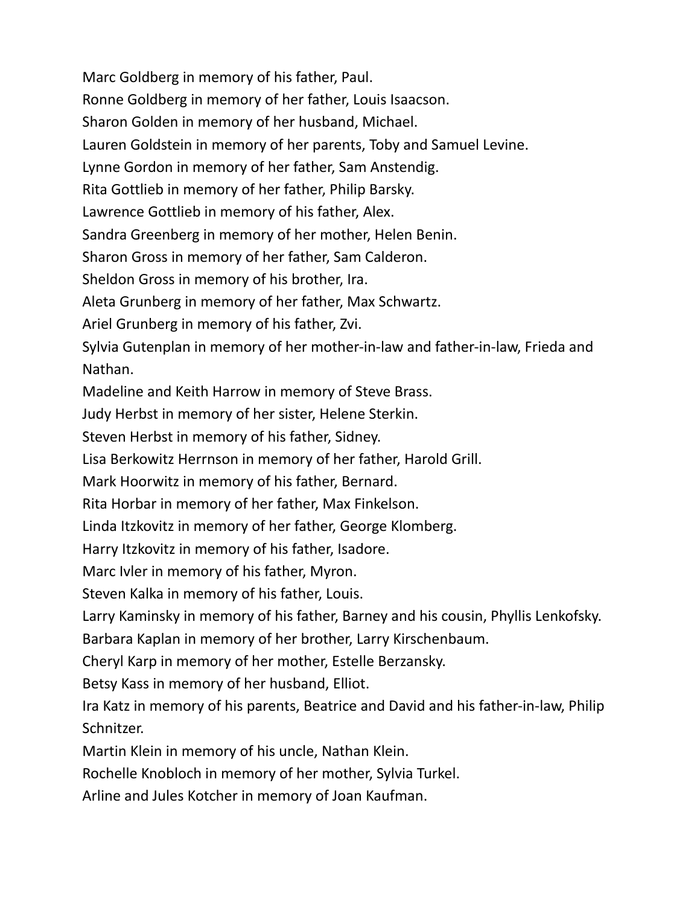Marc Goldberg in memory of his father, Paul.

Ronne Goldberg in memory of her father, Louis Isaacson.

Sharon Golden in memory of her husband, Michael.

Lauren Goldstein in memory of her parents, Toby and Samuel Levine.

Lynne Gordon in memory of her father, Sam Anstendig.

Rita Gottlieb in memory of her father, Philip Barsky.

Lawrence Gottlieb in memory of his father, Alex.

Sandra Greenberg in memory of her mother, Helen Benin.

Sharon Gross in memory of her father, Sam Calderon.

Sheldon Gross in memory of his brother, Ira.

Aleta Grunberg in memory of her father, Max Schwartz.

Ariel Grunberg in memory of his father, Zvi.

Sylvia Gutenplan in memory of her mother-in-law and father-in-law, Frieda and Nathan.

Madeline and Keith Harrow in memory of Steve Brass.

Judy Herbst in memory of her sister, Helene Sterkin.

Steven Herbst in memory of his father, Sidney.

Lisa Berkowitz Herrnson in memory of her father, Harold Grill.

Mark Hoorwitz in memory of his father, Bernard.

Rita Horbar in memory of her father, Max Finkelson.

Linda Itzkovitz in memory of her father, George Klomberg.

Harry Itzkovitz in memory of his father, Isadore.

Marc Ivler in memory of his father, Myron.

Steven Kalka in memory of his father, Louis.

Larry Kaminsky in memory of his father, Barney and his cousin, Phyllis Lenkofsky.

Barbara Kaplan in memory of her brother, Larry Kirschenbaum.

Cheryl Karp in memory of her mother, Estelle Berzansky.

Betsy Kass in memory of her husband, Elliot.

Ira Katz in memory of his parents, Beatrice and David and his father-in-law, Philip Schnitzer.

Martin Klein in memory of his uncle, Nathan Klein.

Rochelle Knobloch in memory of her mother, Sylvia Turkel.

Arline and Jules Kotcher in memory of Joan Kaufman.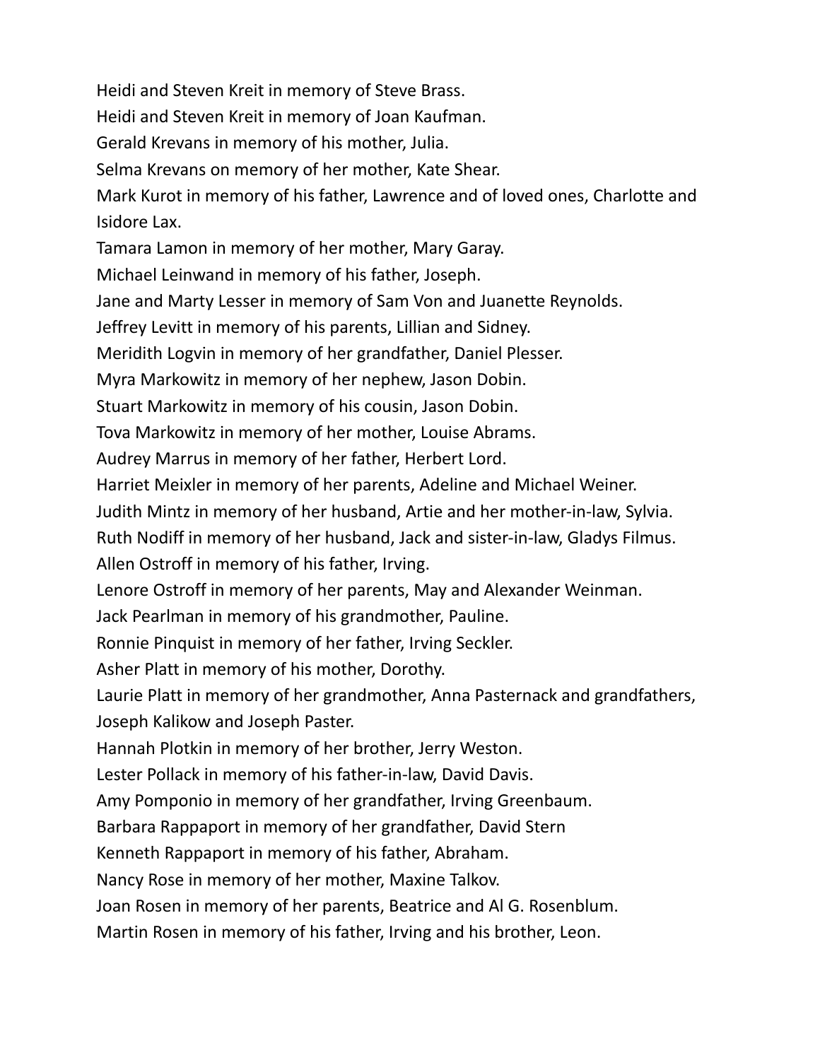Heidi and Steven Kreit in memory of Steve Brass.

Heidi and Steven Kreit in memory of Joan Kaufman.

Gerald Krevans in memory of his mother, Julia.

Selma Krevans on memory of her mother, Kate Shear.

Mark Kurot in memory of his father, Lawrence and of loved ones, Charlotte and Isidore Lax.

Tamara Lamon in memory of her mother, Mary Garay.

Michael Leinwand in memory of his father, Joseph.

Jane and Marty Lesser in memory of Sam Von and Juanette Reynolds.

Jeffrey Levitt in memory of his parents, Lillian and Sidney.

Meridith Logvin in memory of her grandfather, Daniel Plesser.

Myra Markowitz in memory of her nephew, Jason Dobin.

Stuart Markowitz in memory of his cousin, Jason Dobin.

Tova Markowitz in memory of her mother, Louise Abrams.

Audrey Marrus in memory of her father, Herbert Lord.

Harriet Meixler in memory of her parents, Adeline and Michael Weiner.

Judith Mintz in memory of her husband, Artie and her mother-in-law, Sylvia.

Ruth Nodiff in memory of her husband, Jack and sister-in-law, Gladys Filmus.

Allen Ostroff in memory of his father, Irving.

Lenore Ostroff in memory of her parents, May and Alexander Weinman.

Jack Pearlman in memory of his grandmother, Pauline.

Ronnie Pinquist in memory of her father, Irving Seckler.

Asher Platt in memory of his mother, Dorothy.

Laurie Platt in memory of her grandmother, Anna Pasternack and grandfathers, Joseph Kalikow and Joseph Paster.

Hannah Plotkin in memory of her brother, Jerry Weston.

Lester Pollack in memory of his father-in-law, David Davis.

Amy Pomponio in memory of her grandfather, Irving Greenbaum.

Barbara Rappaport in memory of her grandfather, David Stern

Kenneth Rappaport in memory of his father, Abraham.

Nancy Rose in memory of her mother, Maxine Talkov.

Joan Rosen in memory of her parents, Beatrice and Al G. Rosenblum.

Martin Rosen in memory of his father, Irving and his brother, Leon.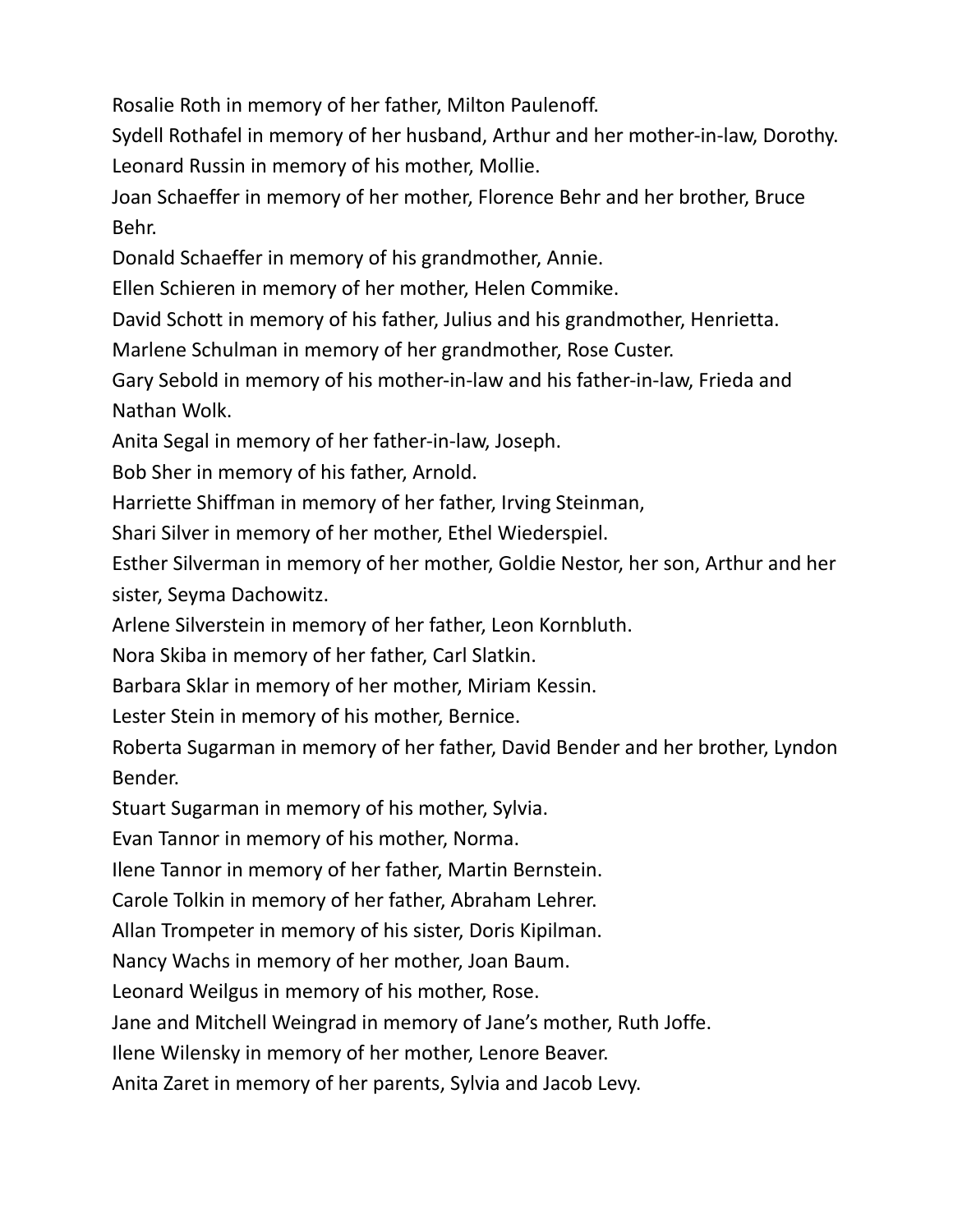Rosalie Roth in memory of her father, Milton Paulenoff.

Sydell Rothafel in memory of her husband, Arthur and her mother-in-law, Dorothy.

Leonard Russin in memory of his mother, Mollie.

Joan Schaeffer in memory of her mother, Florence Behr and her brother, Bruce Behr.

Donald Schaeffer in memory of his grandmother, Annie.

Ellen Schieren in memory of her mother, Helen Commike.

David Schott in memory of his father, Julius and his grandmother, Henrietta.

Marlene Schulman in memory of her grandmother, Rose Custer.

Gary Sebold in memory of his mother-in-law and his father-in-law, Frieda and Nathan Wolk.

Anita Segal in memory of her father-in-law, Joseph.

Bob Sher in memory of his father, Arnold.

Harriette Shiffman in memory of her father, Irving Steinman,

Shari Silver in memory of her mother, Ethel Wiederspiel.

Esther Silverman in memory of her mother, Goldie Nestor, her son, Arthur and her sister, Seyma Dachowitz.

Arlene Silverstein in memory of her father, Leon Kornbluth.

Nora Skiba in memory of her father, Carl Slatkin.

Barbara Sklar in memory of her mother, Miriam Kessin.

Lester Stein in memory of his mother, Bernice.

Roberta Sugarman in memory of her father, David Bender and her brother, Lyndon Bender.

Stuart Sugarman in memory of his mother, Sylvia.

Evan Tannor in memory of his mother, Norma.

Ilene Tannor in memory of her father, Martin Bernstein.

Carole Tolkin in memory of her father, Abraham Lehrer.

Allan Trompeter in memory of his sister, Doris Kipilman.

Nancy Wachs in memory of her mother, Joan Baum.

Leonard Weilgus in memory of his mother, Rose.

Jane and Mitchell Weingrad in memory of Jane's mother, Ruth Joffe.

Ilene Wilensky in memory of her mother, Lenore Beaver.

Anita Zaret in memory of her parents, Sylvia and Jacob Levy.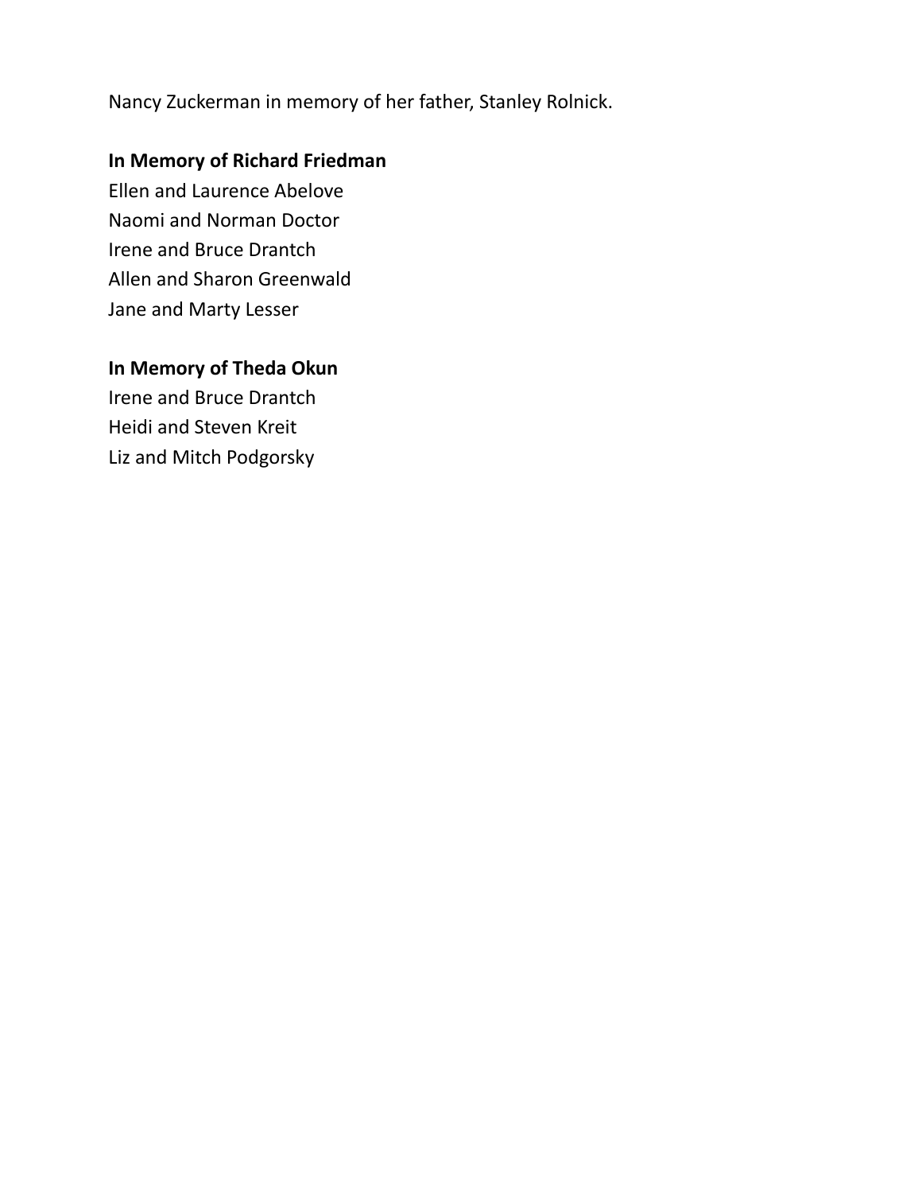Nancy Zuckerman in memory of her father, Stanley Rolnick.

**In Memory of Richard Friedman**

Ellen and Laurence Abelove
Naomi and Norman Doctor
Irene and Bruce Drantch
Allen and Sharon Greenwald
Jane and Marty Lesser

**In Memory of Theda Okun**

Irene and Bruce Drantch
Heidi and Steven Kreit
Liz and Mitch Podgorsky